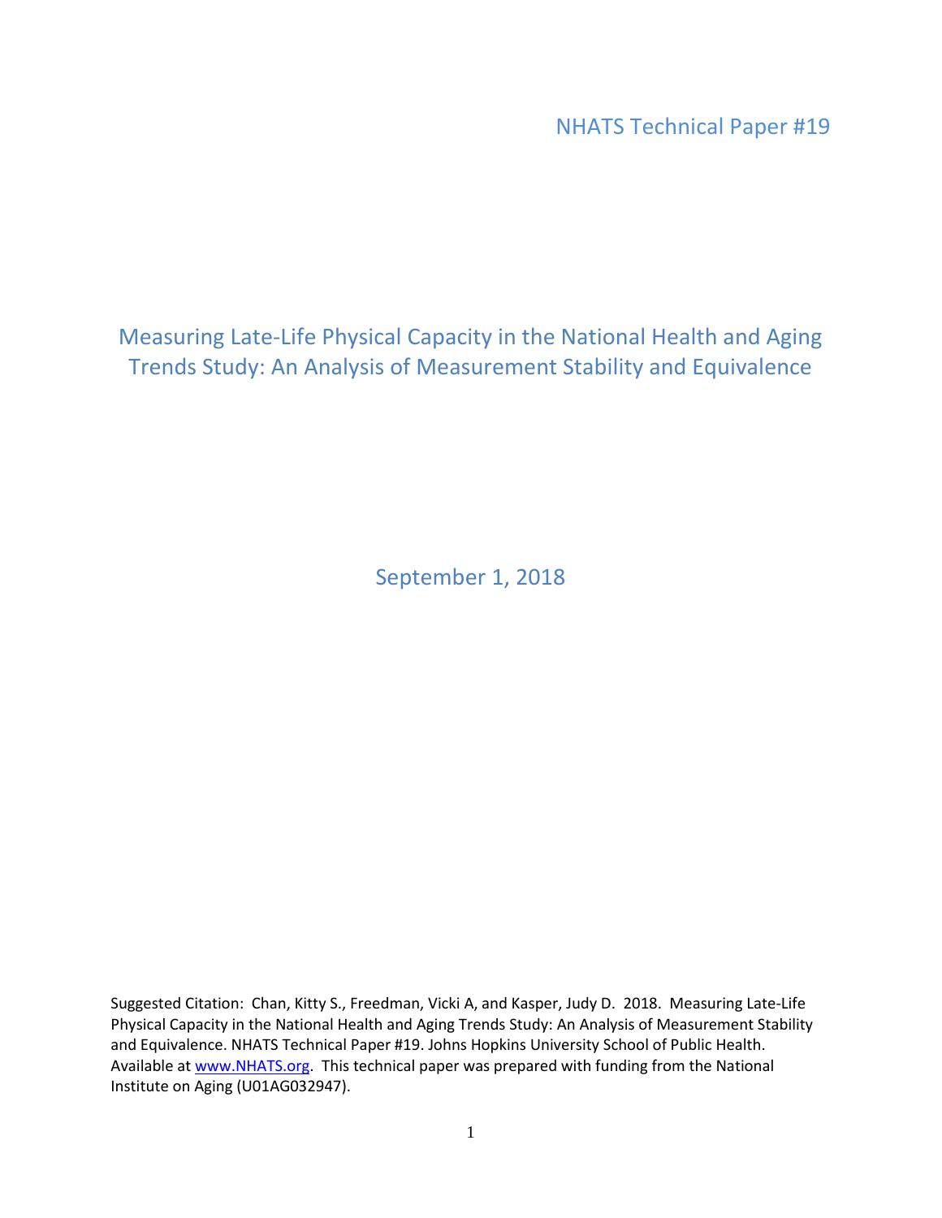NHATS Technical Paper #19

# Measuring Late-Life Physical Capacity in the National Health and Aging Trends Study: An Analysis of Measurement Stability and Equivalence

September 1, 2018

Suggested Citation: Chan, Kitty S., Freedman, Vicki A, and Kasper, Judy D. 2018. Measuring Late-Life Physical Capacity in the National Health and Aging Trends Study: An Analysis of Measurement Stability and Equivalence. NHATS Technical Paper #19. Johns Hopkins University School of Public Health. Available at www.NHATS.org. This technical paper was prepared with funding from the National Institute on Aging (U01AG032947).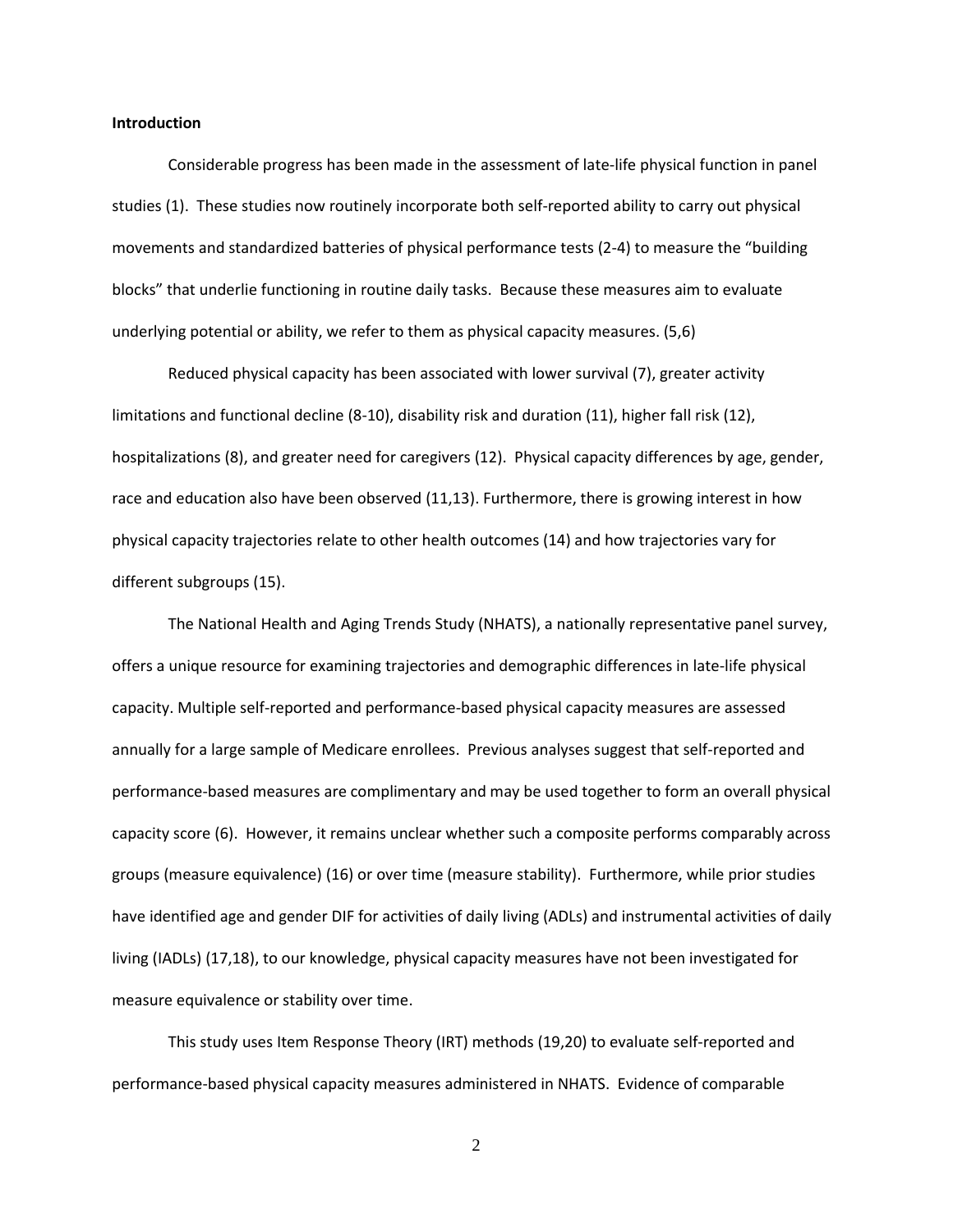**Introduction**

Considerable progress has been made in the assessment of late-life physical function in panel studies (1). These studies now routinely incorporate both self-reported ability to carry out physical movements and standardized batteries of physical performance tests (2-4) to measure the "building blocks" that underlie functioning in routine daily tasks. Because these measures aim to evaluate underlying potential or ability, we refer to them as physical capacity measures. (5,6)

Reduced physical capacity has been associated with lower survival (7), greater activity limitations and functional decline (8-10), disability risk and duration (11), higher fall risk (12), hospitalizations (8), and greater need for caregivers (12). Physical capacity differences by age, gender, race and education also have been observed (11,13). Furthermore, there is growing interest in how physical capacity trajectories relate to other health outcomes (14) and how trajectories vary for different subgroups (15).

The National Health and Aging Trends Study (NHATS), a nationally representative panel survey, offers a unique resource for examining trajectories and demographic differences in late-life physical capacity. Multiple self-reported and performance-based physical capacity measures are assessed annually for a large sample of Medicare enrollees. Previous analyses suggest that self-reported and performance-based measures are complimentary and may be used together to form an overall physical capacity score (6). However, it remains unclear whether such a composite performs comparably across groups (measure equivalence) (16) or over time (measure stability). Furthermore, while prior studies have identified age and gender DIF for activities of daily living (ADLs) and instrumental activities of daily living (IADLs) (17,18), to our knowledge, physical capacity measures have not been investigated for measure equivalence or stability over time.

This study uses Item Response Theory (IRT) methods (19,20) to evaluate self-reported and performance-based physical capacity measures administered in NHATS. Evidence of comparable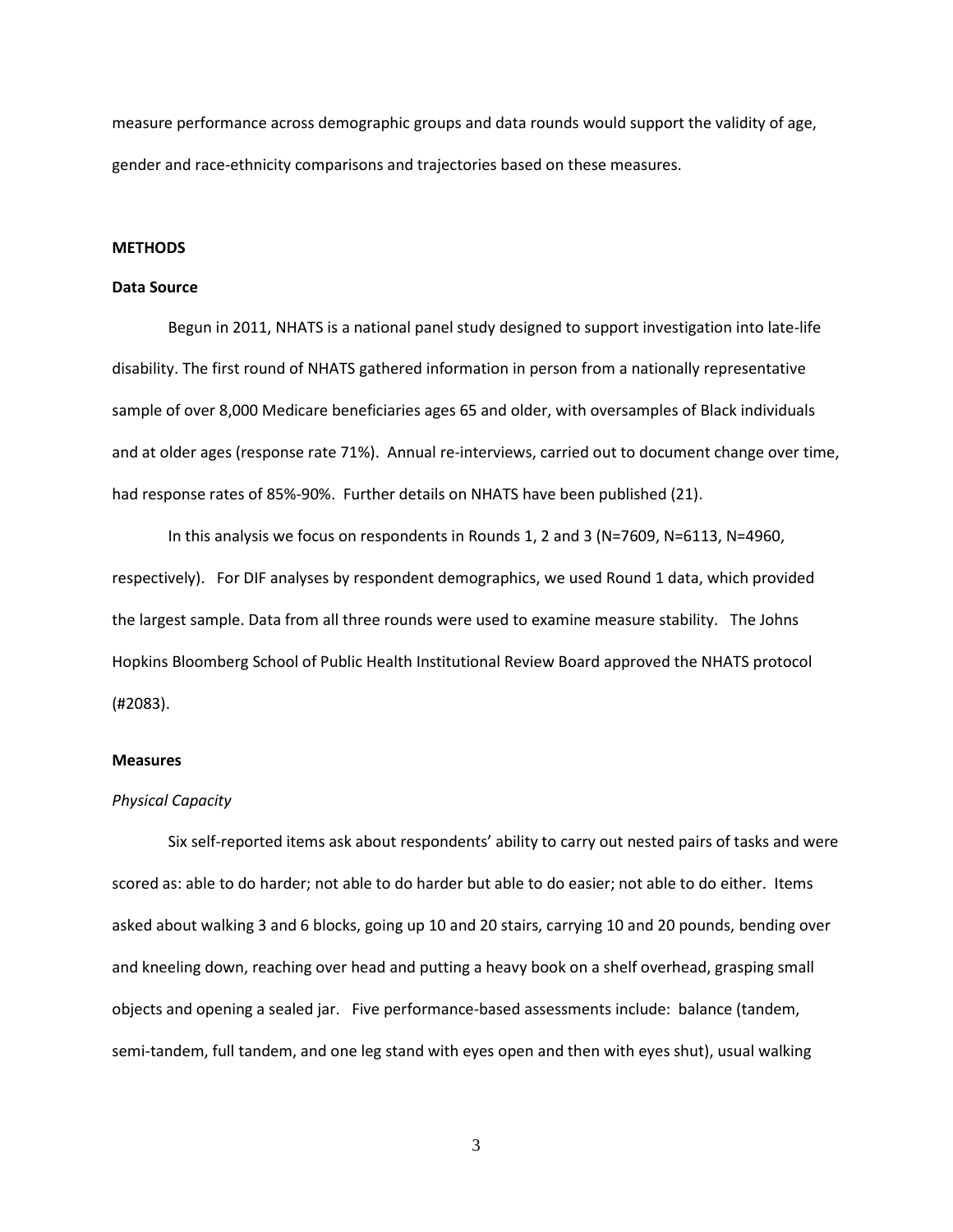measure performance across demographic groups and data rounds would support the validity of age, gender and race-ethnicity comparisons and trajectories based on these measures.

## METHODS

### Data Source

Begun in 2011, NHATS is a national panel study designed to support investigation into late-life disability. The first round of NHATS gathered information in person from a nationally representative sample of over 8,000 Medicare beneficiaries ages 65 and older, with oversamples of Black individuals and at older ages (response rate 71%). Annual re-interviews, carried out to document change over time, had response rates of 85%-90%. Further details on NHATS have been published (21).

In this analysis we focus on respondents in Rounds 1, 2 and 3 (N=7609, N=6113, N=4960, respectively). For DIF analyses by respondent demographics, we used Round 1 data, which provided the largest sample. Data from all three rounds were used to examine measure stability. The Johns Hopkins Bloomberg School of Public Health Institutional Review Board approved the NHATS protocol (#2083).

### Measures

*Physical Capacity*

Six self-reported items ask about respondents' ability to carry out nested pairs of tasks and were scored as: able to do harder; not able to do harder but able to do easier; not able to do either. Items asked about walking 3 and 6 blocks, going up 10 and 20 stairs, carrying 10 and 20 pounds, bending over and kneeling down, reaching over head and putting a heavy book on a shelf overhead, grasping small objects and opening a sealed jar. Five performance-based assessments include: balance (tandem, semi-tandem, full tandem, and one leg stand with eyes open and then with eyes shut), usual walking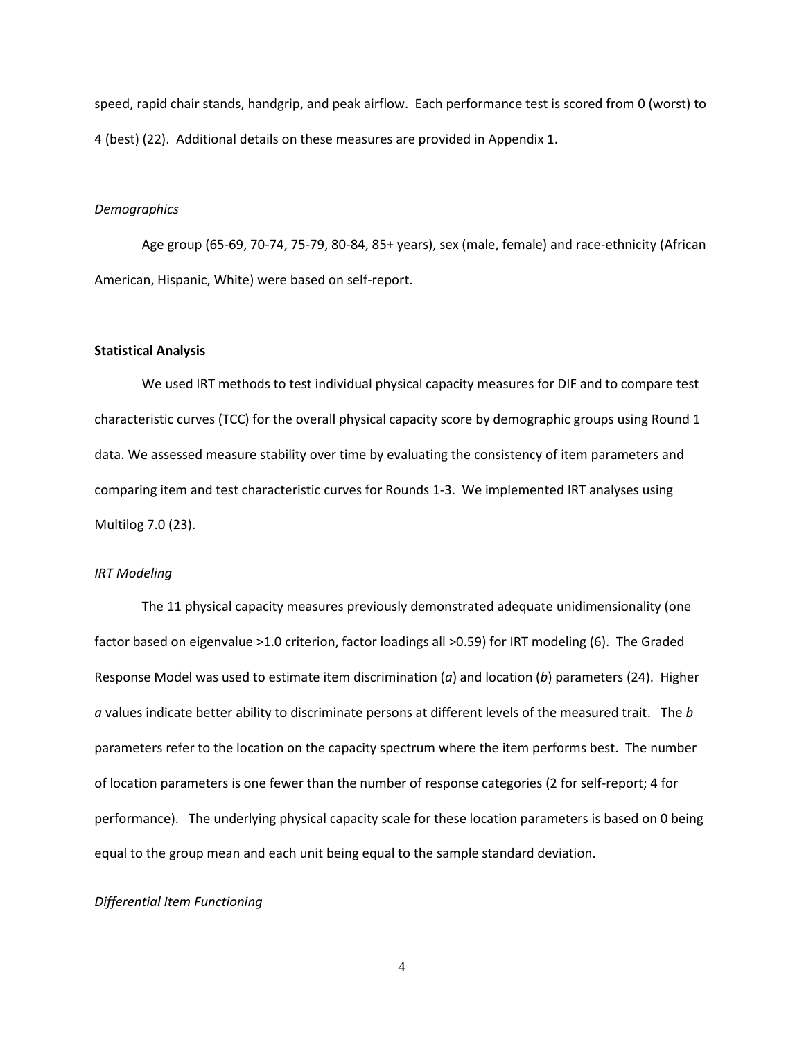speed, rapid chair stands, handgrip, and peak airflow. Each performance test is scored from 0 (worst) to 4 (best) (22). Additional details on these measures are provided in Appendix 1.

*Demographics*

Age group (65-69, 70-74, 75-79, 80-84, 85+ years), sex (male, female) and race-ethnicity (African American, Hispanic, White) were based on self-report.

**Statistical Analysis**

We used IRT methods to test individual physical capacity measures for DIF and to compare test characteristic curves (TCC) for the overall physical capacity score by demographic groups using Round 1 data. We assessed measure stability over time by evaluating the consistency of item parameters and comparing item and test characteristic curves for Rounds 1-3. We implemented IRT analyses using Multilog 7.0 (23).

*IRT Modeling*

The 11 physical capacity measures previously demonstrated adequate unidimensionality (one factor based on eigenvalue >1.0 criterion, factor loadings all >0.59) for IRT modeling (6). The Graded Response Model was used to estimate item discrimination ($a$) and location ($b$) parameters (24). Higher $a$ values indicate better ability to discriminate persons at different levels of the measured trait. The $b$ parameters refer to the location on the capacity spectrum where the item performs best. The number of location parameters is one fewer than the number of response categories (2 for self-report; 4 for performance). The underlying physical capacity scale for these location parameters is based on 0 being equal to the group mean and each unit being equal to the sample standard deviation.

*Differential Item Functioning*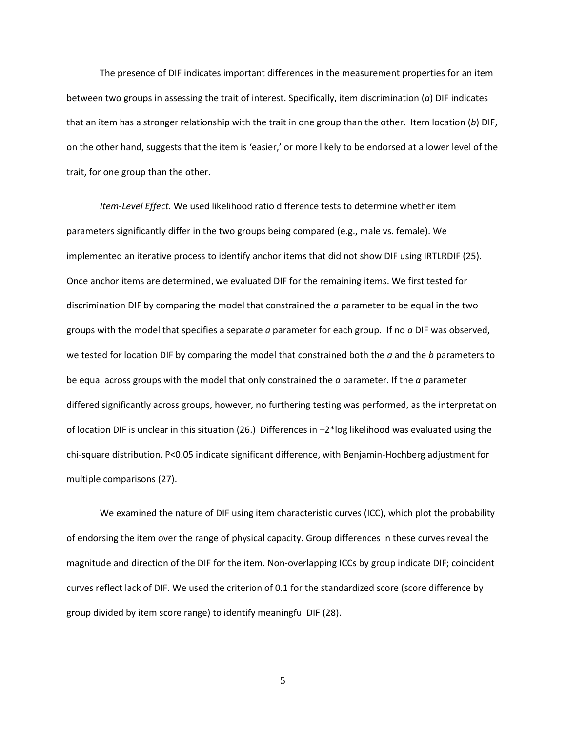The presence of DIF indicates important differences in the measurement properties for an item between two groups in assessing the trait of interest. Specifically, item discrimination ($a$) DIF indicates that an item has a stronger relationship with the trait in one group than the other. Item location ($b$) DIF, on the other hand, suggests that the item is 'easier,' or more likely to be endorsed at a lower level of the trait, for one group than the other.

*Item-Level Effect.* We used likelihood ratio difference tests to determine whether item parameters significantly differ in the two groups being compared (e.g., male vs. female). We implemented an iterative process to identify anchor items that did not show DIF using IRTLRDIF (25). Once anchor items are determined, we evaluated DIF for the remaining items. We first tested for discrimination DIF by comparing the model that constrained the $a$ parameter to be equal in the two groups with the model that specifies a separate $a$ parameter for each group. If no $a$ DIF was observed, we tested for location DIF by comparing the model that constrained both the $a$ and the $b$ parameters to be equal across groups with the model that only constrained the $a$ parameter. If the $a$ parameter differed significantly across groups, however, no furthering testing was performed, as the interpretation of location DIF is unclear in this situation (26.) Differences in $-2$*log likelihood was evaluated using the chi-square distribution. $P<0.05$ indicate significant difference, with Benjamin-Hochberg adjustment for multiple comparisons (27).

We examined the nature of DIF using item characteristic curves (ICC), which plot the probability of endorsing the item over the range of physical capacity. Group differences in these curves reveal the magnitude and direction of the DIF for the item. Non-overlapping ICCs by group indicate DIF; coincident curves reflect lack of DIF. We used the criterion of 0.1 for the standardized score (score difference by group divided by item score range) to identify meaningful DIF (28).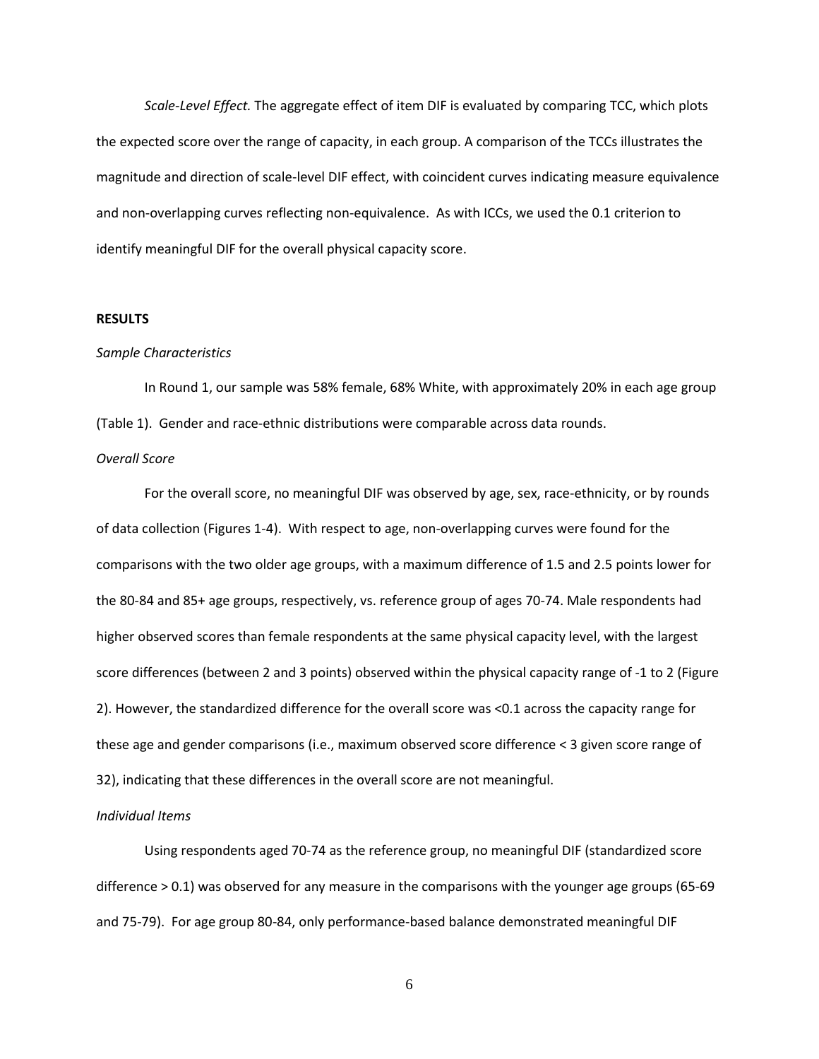*Scale-Level Effect.* The aggregate effect of item DIF is evaluated by comparing TCC, which plots the expected score over the range of capacity, in each group. A comparison of the TCCs illustrates the magnitude and direction of scale-level DIF effect, with coincident curves indicating measure equivalence and non-overlapping curves reflecting non-equivalence. As with ICCs, we used the 0.1 criterion to identify meaningful DIF for the overall physical capacity score.

**RESULTS**

*Sample Characteristics*

In Round 1, our sample was 58% female, 68% White, with approximately 20% in each age group (Table 1). Gender and race-ethnic distributions were comparable across data rounds.

*Overall Score*

For the overall score, no meaningful DIF was observed by age, sex, race-ethnicity, or by rounds of data collection (Figures 1-4). With respect to age, non-overlapping curves were found for the comparisons with the two older age groups, with a maximum difference of 1.5 and 2.5 points lower for the 80-84 and 85+ age groups, respectively, vs. reference group of ages 70-74. Male respondents had higher observed scores than female respondents at the same physical capacity level, with the largest score differences (between 2 and 3 points) observed within the physical capacity range of -1 to 2 (Figure 2). However, the standardized difference for the overall score was <0.1 across the capacity range for these age and gender comparisons (i.e., maximum observed score difference < 3 given score range of 32), indicating that these differences in the overall score are not meaningful.

*Individual Items*

Using respondents aged 70-74 as the reference group, no meaningful DIF (standardized score difference > 0.1) was observed for any measure in the comparisons with the younger age groups (65-69 and 75-79). For age group 80-84, only performance-based balance demonstrated meaningful DIF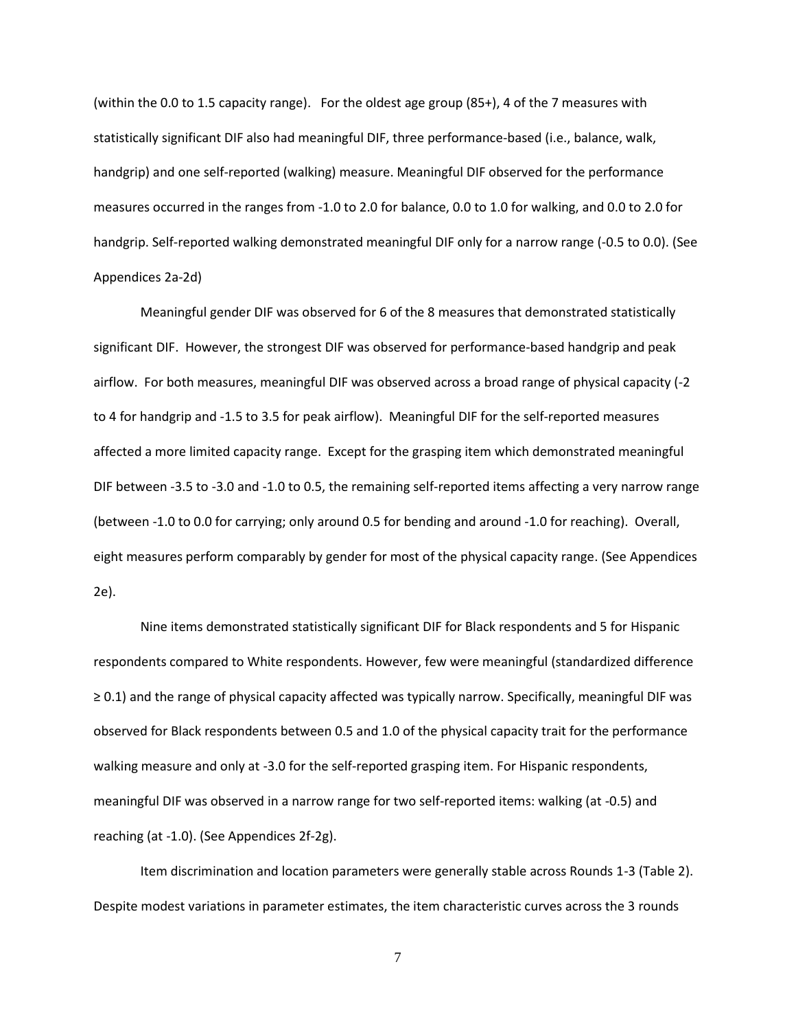(within the 0.0 to 1.5 capacity range). For the oldest age group (85+), 4 of the 7 measures with statistically significant DIF also had meaningful DIF, three performance-based (i.e., balance, walk, handgrip) and one self-reported (walking) measure. Meaningful DIF observed for the performance measures occurred in the ranges from -1.0 to 2.0 for balance, 0.0 to 1.0 for walking, and 0.0 to 2.0 for handgrip. Self-reported walking demonstrated meaningful DIF only for a narrow range (-0.5 to 0.0). (See Appendices 2a-2d)

Meaningful gender DIF was observed for 6 of the 8 measures that demonstrated statistically significant DIF. However, the strongest DIF was observed for performance-based handgrip and peak airflow. For both measures, meaningful DIF was observed across a broad range of physical capacity (-2 to 4 for handgrip and -1.5 to 3.5 for peak airflow). Meaningful DIF for the self-reported measures affected a more limited capacity range. Except for the grasping item which demonstrated meaningful DIF between -3.5 to -3.0 and -1.0 to 0.5, the remaining self-reported items affecting a very narrow range (between -1.0 to 0.0 for carrying; only around 0.5 for bending and around -1.0 for reaching). Overall, eight measures perform comparably by gender for most of the physical capacity range. (See Appendices 2e).

Nine items demonstrated statistically significant DIF for Black respondents and 5 for Hispanic respondents compared to White respondents. However, few were meaningful (standardized difference ≥ 0.1) and the range of physical capacity affected was typically narrow. Specifically, meaningful DIF was observed for Black respondents between 0.5 and 1.0 of the physical capacity trait for the performance walking measure and only at -3.0 for the self-reported grasping item. For Hispanic respondents, meaningful DIF was observed in a narrow range for two self-reported items: walking (at -0.5) and reaching (at -1.0). (See Appendices 2f-2g).

Item discrimination and location parameters were generally stable across Rounds 1-3 (Table 2). Despite modest variations in parameter estimates, the item characteristic curves across the 3 rounds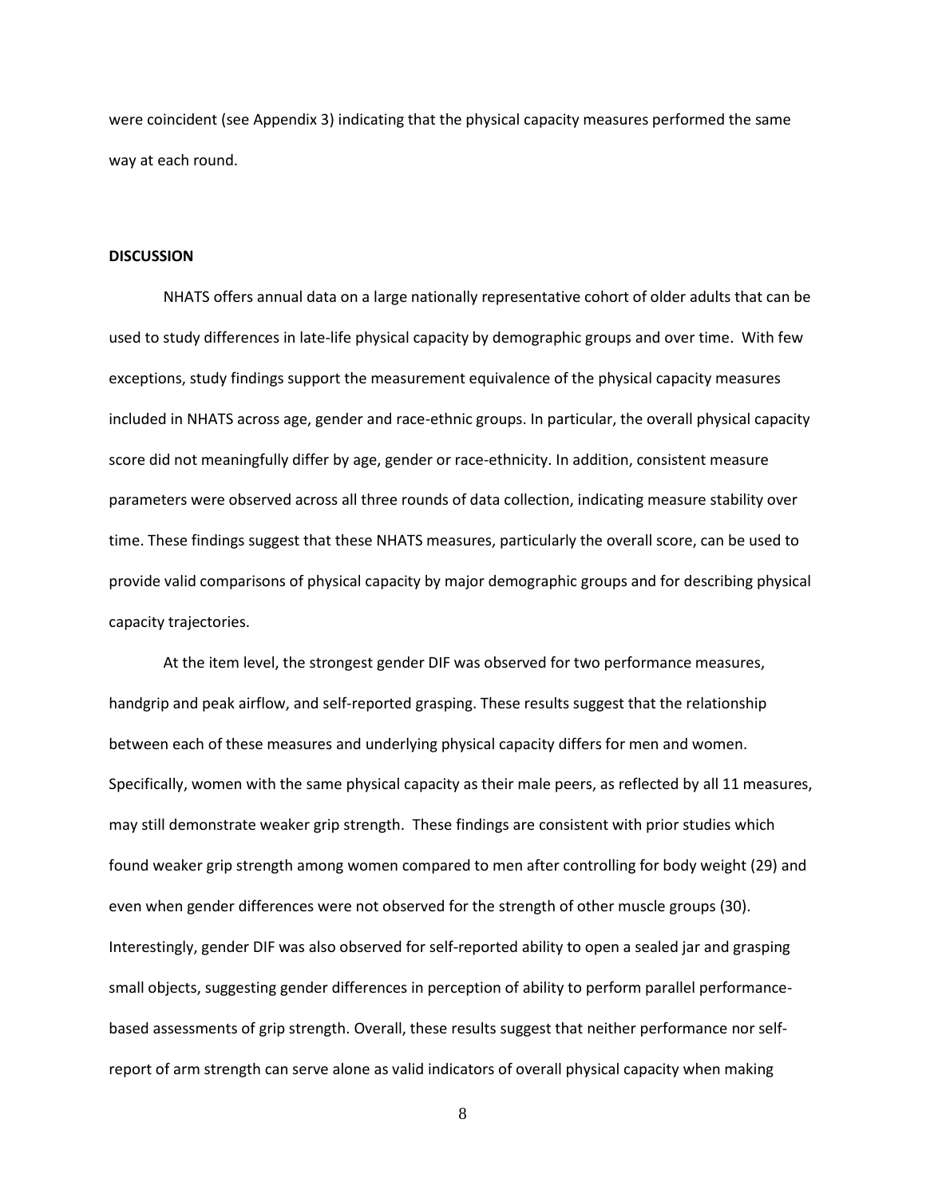were coincident (see Appendix 3) indicating that the physical capacity measures performed the same way at each round.

## DISCUSSION

NHATS offers annual data on a large nationally representative cohort of older adults that can be used to study differences in late-life physical capacity by demographic groups and over time. With few exceptions, study findings support the measurement equivalence of the physical capacity measures included in NHATS across age, gender and race-ethnic groups. In particular, the overall physical capacity score did not meaningfully differ by age, gender or race-ethnicity. In addition, consistent measure parameters were observed across all three rounds of data collection, indicating measure stability over time. These findings suggest that these NHATS measures, particularly the overall score, can be used to provide valid comparisons of physical capacity by major demographic groups and for describing physical capacity trajectories.

At the item level, the strongest gender DIF was observed for two performance measures, handgrip and peak airflow, and self-reported grasping. These results suggest that the relationship between each of these measures and underlying physical capacity differs for men and women. Specifically, women with the same physical capacity as their male peers, as reflected by all 11 measures, may still demonstrate weaker grip strength. These findings are consistent with prior studies which found weaker grip strength among women compared to men after controlling for body weight (29) and even when gender differences were not observed for the strength of other muscle groups (30). Interestingly, gender DIF was also observed for self-reported ability to open a sealed jar and grasping small objects, suggesting gender differences in perception of ability to perform parallel performance-based assessments of grip strength. Overall, these results suggest that neither performance nor self-report of arm strength can serve alone as valid indicators of overall physical capacity when making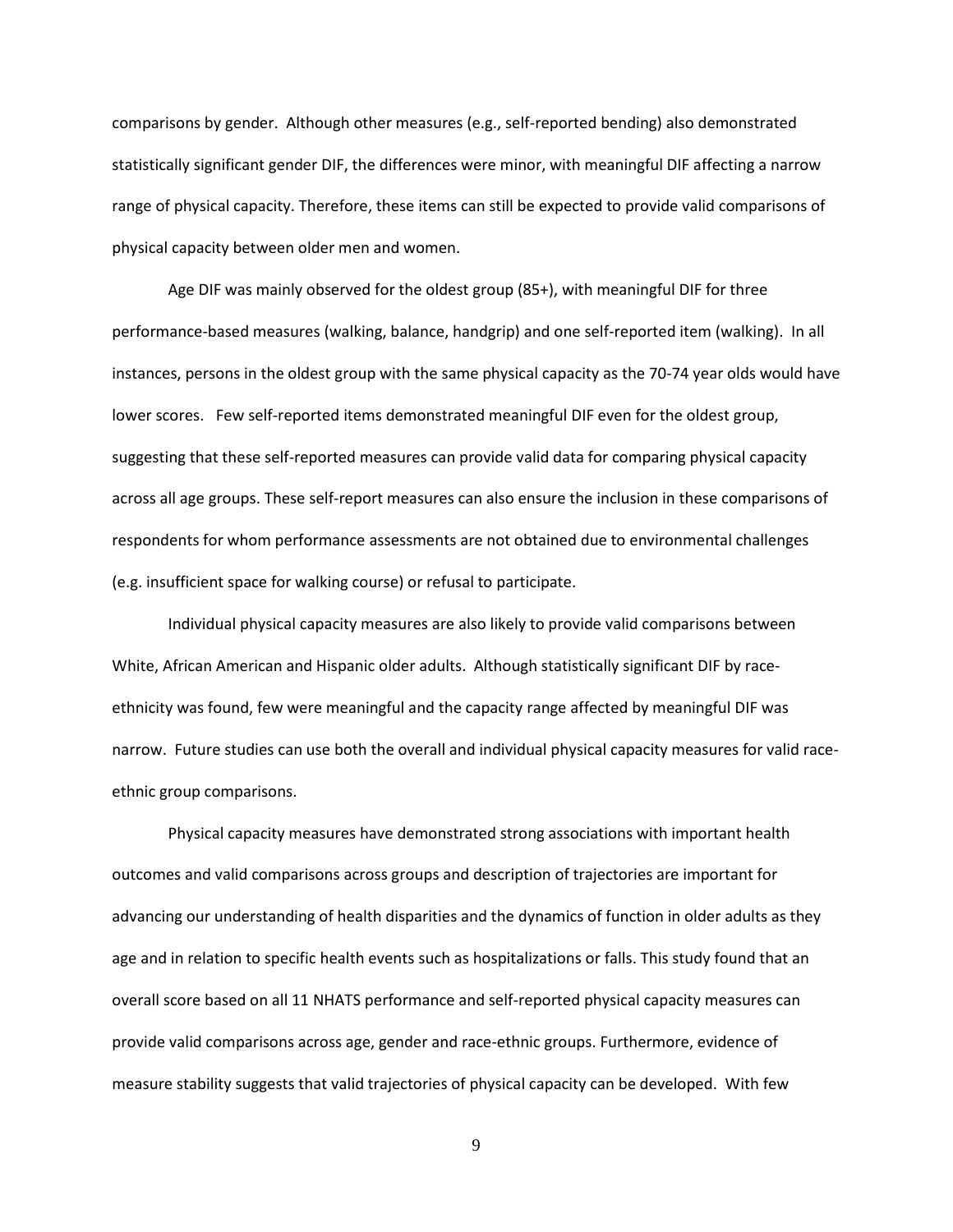comparisons by gender. Although other measures (e.g., self-reported bending) also demonstrated statistically significant gender DIF, the differences were minor, with meaningful DIF affecting a narrow range of physical capacity. Therefore, these items can still be expected to provide valid comparisons of physical capacity between older men and women.

Age DIF was mainly observed for the oldest group (85+), with meaningful DIF for three performance-based measures (walking, balance, handgrip) and one self-reported item (walking). In all instances, persons in the oldest group with the same physical capacity as the 70-74 year olds would have lower scores. Few self-reported items demonstrated meaningful DIF even for the oldest group, suggesting that these self-reported measures can provide valid data for comparing physical capacity across all age groups. These self-report measures can also ensure the inclusion in these comparisons of respondents for whom performance assessments are not obtained due to environmental challenges (e.g. insufficient space for walking course) or refusal to participate.

Individual physical capacity measures are also likely to provide valid comparisons between White, African American and Hispanic older adults. Although statistically significant DIF by race-ethnicity was found, few were meaningful and the capacity range affected by meaningful DIF was narrow. Future studies can use both the overall and individual physical capacity measures for valid race-ethnic group comparisons.

Physical capacity measures have demonstrated strong associations with important health outcomes and valid comparisons across groups and description of trajectories are important for advancing our understanding of health disparities and the dynamics of function in older adults as they age and in relation to specific health events such as hospitalizations or falls. This study found that an overall score based on all 11 NHATS performance and self-reported physical capacity measures can provide valid comparisons across age, gender and race-ethnic groups. Furthermore, evidence of measure stability suggests that valid trajectories of physical capacity can be developed. With few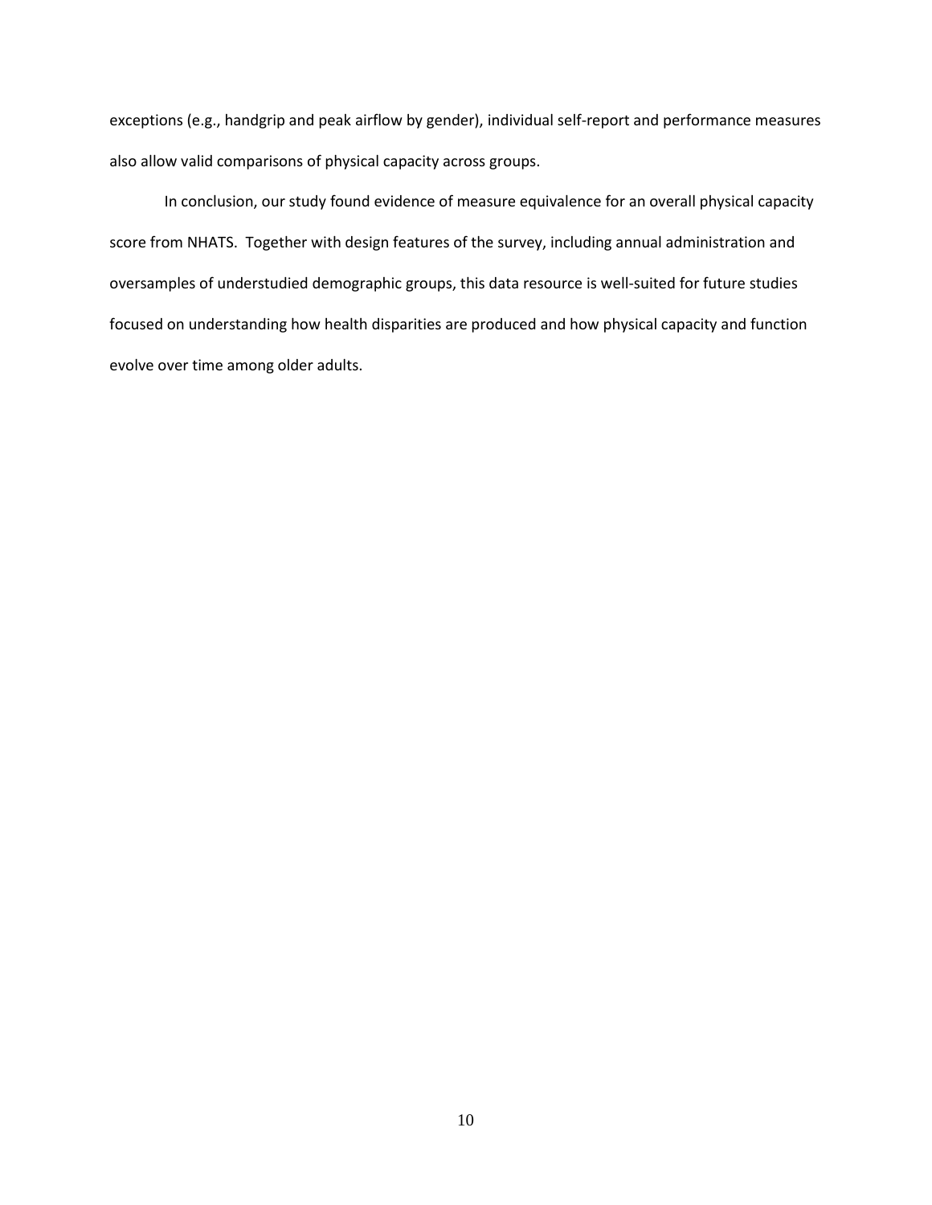exceptions (e.g., handgrip and peak airflow by gender), individual self-report and performance measures also allow valid comparisons of physical capacity across groups.

In conclusion, our study found evidence of measure equivalence for an overall physical capacity score from NHATS. Together with design features of the survey, including annual administration and oversamples of understudied demographic groups, this data resource is well-suited for future studies focused on understanding how health disparities are produced and how physical capacity and function evolve over time among older adults.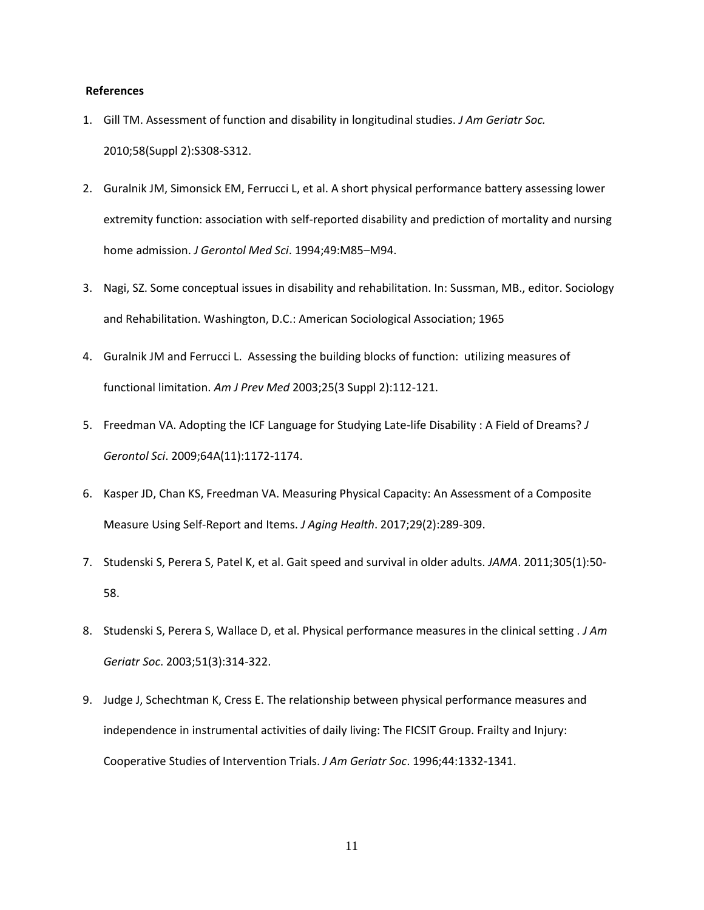**References**

1. Gill TM. Assessment of function and disability in longitudinal studies. *J Am Geriatr Soc.* 2010;58(Suppl 2):S308-S312.
2. Guralnik JM, Simonsick EM, Ferrucci L, et al. A short physical performance battery assessing lower extremity function: association with self-reported disability and prediction of mortality and nursing home admission. *J Gerontol Med Sci*. 1994;49:M85–M94.
3. Nagi, SZ. Some conceptual issues in disability and rehabilitation. In: Sussman, MB., editor. Sociology and Rehabilitation. Washington, D.C.: American Sociological Association; 1965
4. Guralnik JM and Ferrucci L. Assessing the building blocks of function: utilizing measures of functional limitation. *Am J Prev Med* 2003;25(3 Suppl 2):112-121.
5. Freedman VA. Adopting the ICF Language for Studying Late-life Disability : A Field of Dreams? *J Gerontol Sci*. 2009;64A(11):1172-1174.
6. Kasper JD, Chan KS, Freedman VA. Measuring Physical Capacity: An Assessment of a Composite Measure Using Self-Report and Items. *J Aging Health*. 2017;29(2):289-309.
7. Studenski S, Perera S, Patel K, et al. Gait speed and survival in older adults. *JAMA*. 2011;305(1):50-58.
8. Studenski S, Perera S, Wallace D, et al. Physical performance measures in the clinical setting . *J Am Geriatr Soc*. 2003;51(3):314-322.
9. Judge J, Schechtman K, Cress E. The relationship between physical performance measures and independence in instrumental activities of daily living: The FICSIT Group. Frailty and Injury: Cooperative Studies of Intervention Trials. *J Am Geriatr Soc*. 1996;44:1332-1341.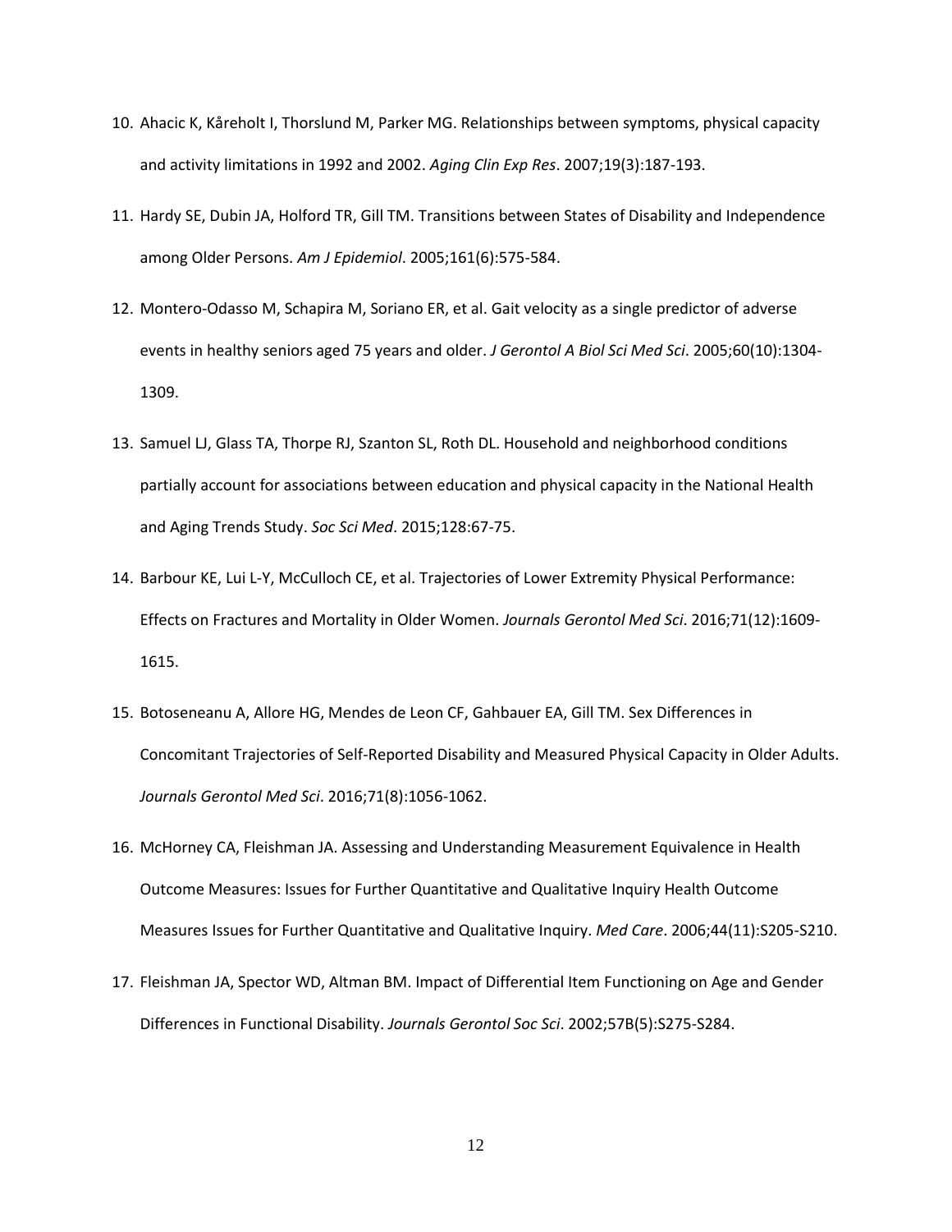10. Ahacic K, Kåreholt I, Thorslund M, Parker MG. Relationships between symptoms, physical capacity and activity limitations in 1992 and 2002. *Aging Clin Exp Res*. 2007;19(3):187-193.
11. Hardy SE, Dubin JA, Holford TR, Gill TM. Transitions between States of Disability and Independence among Older Persons. *Am J Epidemiol*. 2005;161(6):575-584.
12. Montero-Odasso M, Schapira M, Soriano ER, et al. Gait velocity as a single predictor of adverse events in healthy seniors aged 75 years and older. *J Gerontol A Biol Sci Med Sci*. 2005;60(10):1304-1309.
13. Samuel LJ, Glass TA, Thorpe RJ, Szanton SL, Roth DL. Household and neighborhood conditions partially account for associations between education and physical capacity in the National Health and Aging Trends Study. *Soc Sci Med*. 2015;128:67-75.
14. Barbour KE, Lui L-Y, McCulloch CE, et al. Trajectories of Lower Extremity Physical Performance: Effects on Fractures and Mortality in Older Women. *Journals Gerontol Med Sci*. 2016;71(12):1609-1615.
15. Botoseneanu A, Allore HG, Mendes de Leon CF, Gahbauer EA, Gill TM. Sex Differences in Concomitant Trajectories of Self-Reported Disability and Measured Physical Capacity in Older Adults. *Journals Gerontol Med Sci*. 2016;71(8):1056-1062.
16. McHorney CA, Fleishman JA. Assessing and Understanding Measurement Equivalence in Health Outcome Measures: Issues for Further Quantitative and Qualitative Inquiry Health Outcome Measures Issues for Further Quantitative and Qualitative Inquiry. *Med Care*. 2006;44(11):S205-S210.
17. Fleishman JA, Spector WD, Altman BM. Impact of Differential Item Functioning on Age and Gender Differences in Functional Disability. *Journals Gerontol Soc Sci*. 2002;57B(5):S275-S284.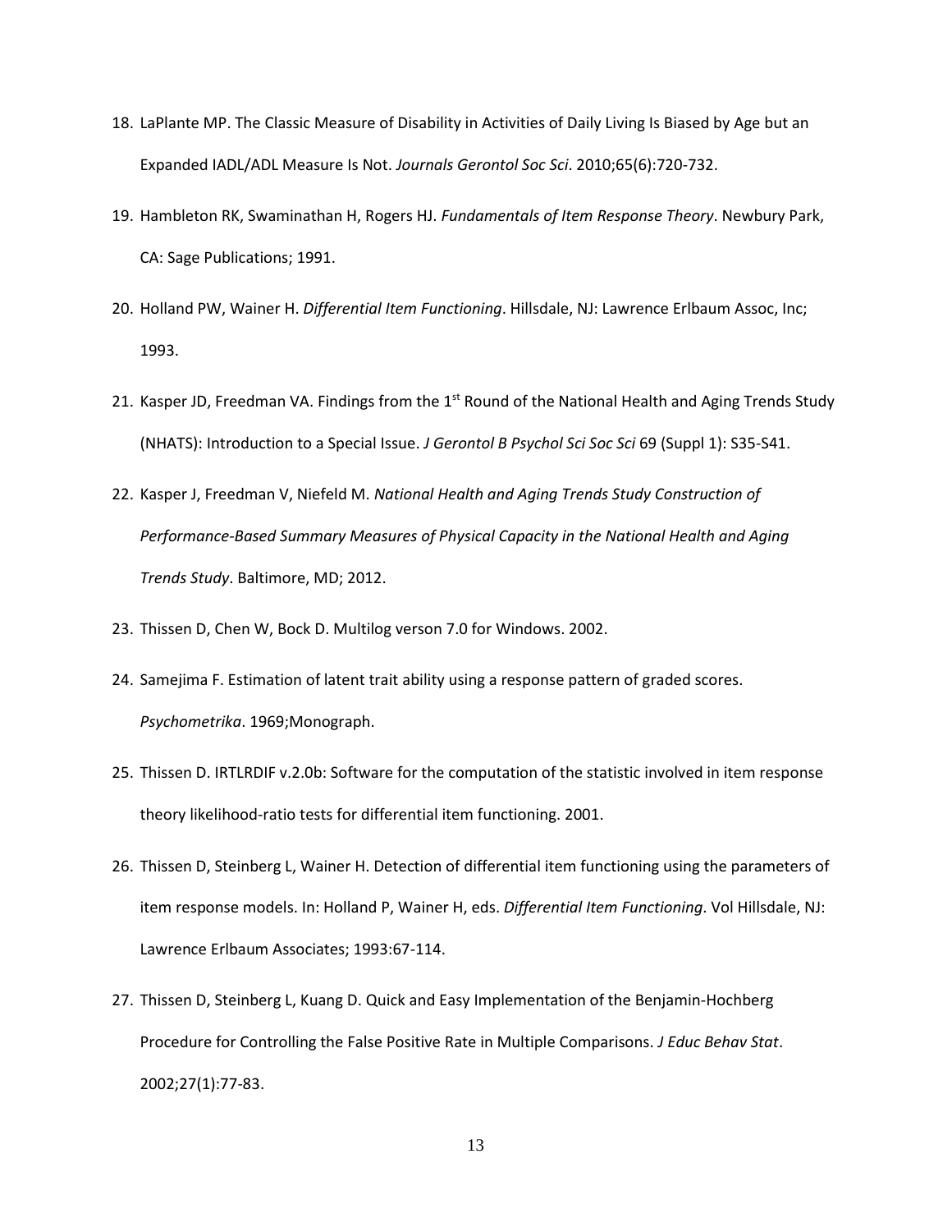18. LaPlante MP. The Classic Measure of Disability in Activities of Daily Living Is Biased by Age but an Expanded IADL/ADL Measure Is Not. *Journals Gerontol Soc Sci*. 2010;65(6):720-732.

19. Hambleton RK, Swaminathan H, Rogers HJ. *Fundamentals of Item Response Theory*. Newbury Park, CA: Sage Publications; 1991.

20. Holland PW, Wainer H. *Differential Item Functioning*. Hillsdale, NJ: Lawrence Erlbaum Assoc, Inc; 1993.

21. Kasper JD, Freedman VA. Findings from the 1st Round of the National Health and Aging Trends Study (NHATS): Introduction to a Special Issue. *J Gerontol B Psychol Sci Soc Sci* 69 (Suppl 1): S35-S41.

22. Kasper J, Freedman V, Niefeld M. *National Health and Aging Trends Study Construction of Performance-Based Summary Measures of Physical Capacity in the National Health and Aging Trends Study*. Baltimore, MD; 2012.

23. Thissen D, Chen W, Bock D. Multilog verson 7.0 for Windows. 2002.

24. Samejima F. Estimation of latent trait ability using a response pattern of graded scores. *Psychometrika*. 1969;Monograph.

25. Thissen D. IRTLRDIF v.2.0b: Software for the computation of the statistic involved in item response theory likelihood-ratio tests for differential item functioning. 2001.

26. Thissen D, Steinberg L, Wainer H. Detection of differential item functioning using the parameters of item response models. In: Holland P, Wainer H, eds. *Differential Item Functioning*. Vol Hillsdale, NJ: Lawrence Erlbaum Associates; 1993:67-114.

27. Thissen D, Steinberg L, Kuang D. Quick and Easy Implementation of the Benjamin-Hochberg Procedure for Controlling the False Positive Rate in Multiple Comparisons. *J Educ Behav Stat*. 2002;27(1):77-83.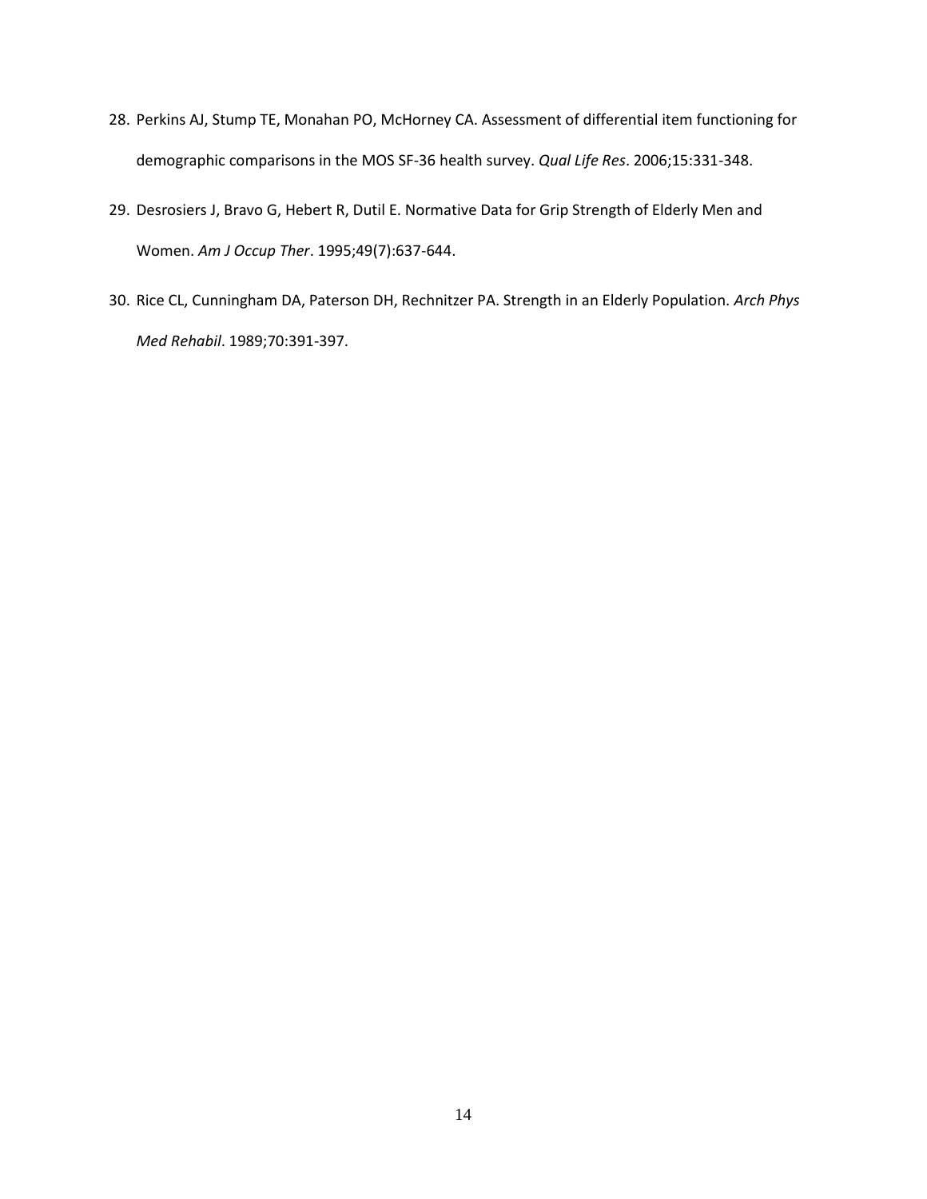28. Perkins AJ, Stump TE, Monahan PO, McHorney CA. Assessment of differential item functioning for demographic comparisons in the MOS SF-36 health survey. *Qual Life Res*. 2006;15:331-348.

29. Desrosiers J, Bravo G, Hebert R, Dutil E. Normative Data for Grip Strength of Elderly Men and Women. *Am J Occup Ther*. 1995;49(7):637-644.

30. Rice CL, Cunningham DA, Paterson DH, Rechnitzer PA. Strength in an Elderly Population. *Arch Phys Med Rehabil*. 1989;70:391-397.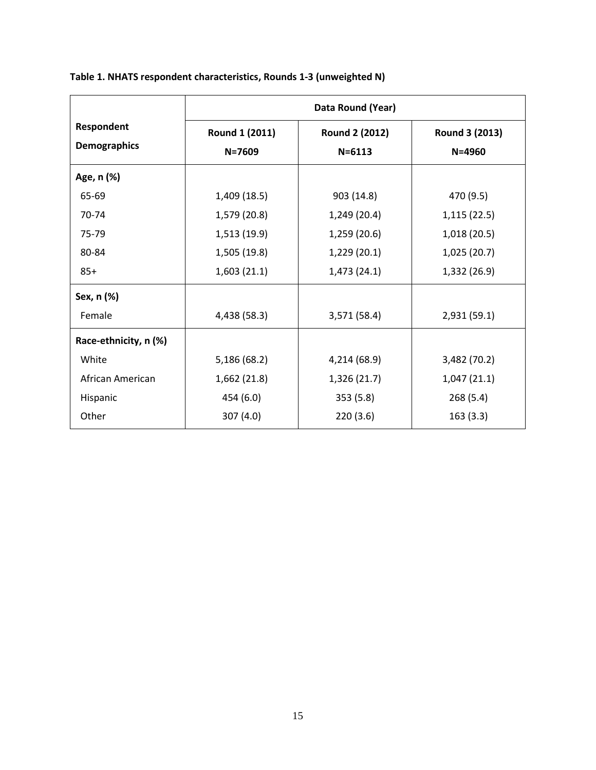**Table 1. NHATS respondent characteristics, Rounds 1-3 (unweighted N)**

| Respondent Demographics | Data Round (Year) | | |
|---|---|---|---|
| | **Round 1 (2011) N=7609** | **Round 2 (2012) N=6113** | **Round 3 (2013) N=4960** |
| **Age, n (%)** | | | |
| 65-69 | 1,409 (18.5) | 903 (14.8) | 470 (9.5) |
| 70-74 | 1,579 (20.8) | 1,249 (20.4) | 1,115 (22.5) |
| 75-79 | 1,513 (19.9) | 1,259 (20.6) | 1,018 (20.5) |
| 80-84 | 1,505 (19.8) | 1,229 (20.1) | 1,025 (20.7) |
| 85+ | 1,603 (21.1) | 1,473 (24.1) | 1,332 (26.9) |
| **Sex, n (%)** | | | |
| Female | 4,438 (58.3) | 3,571 (58.4) | 2,931 (59.1) |
| **Race-ethnicity, n (%)** | | | |
| White | 5,186 (68.2) | 4,214 (68.9) | 3,482 (70.2) |
| African American | 1,662 (21.8) | 1,326 (21.7) | 1,047 (21.1) |
| Hispanic | 454 (6.0) | 353 (5.8) | 268 (5.4) |
| Other | 307 (4.0) | 220 (3.6) | 163 (3.3) |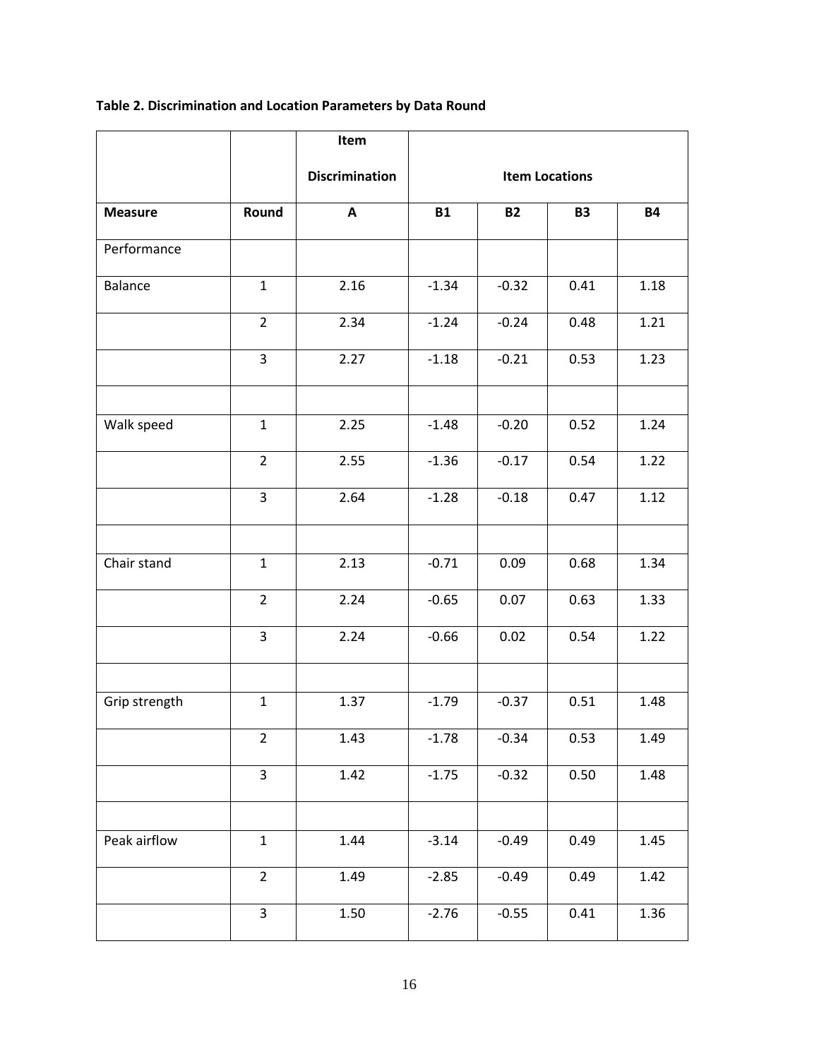**Table 2. Discrimination and Location Parameters by Data Round**

| | | Item Discrimination | Item Locations | | | |
|---|---|---|---|---|---|---|
| **Measure** | **Round** | **A** | **B1** | **B2** | **B3** | **B4** |
| Performance | | | | | | |
| Balance | 1 | 2.16 | -1.34 | -0.32 | 0.41 | 1.18 |
| | 2 | 2.34 | -1.24 | -0.24 | 0.48 | 1.21 |
| | 3 | 2.27 | -1.18 | -0.21 | 0.53 | 1.23 |
| | | | | | | |
| Walk speed | 1 | 2.25 | -1.48 | -0.20 | 0.52 | 1.24 |
| | 2 | 2.55 | -1.36 | -0.17 | 0.54 | 1.22 |
| | 3 | 2.64 | -1.28 | -0.18 | 0.47 | 1.12 |
| | | | | | | |
| Chair stand | 1 | 2.13 | -0.71 | 0.09 | 0.68 | 1.34 |
| | 2 | 2.24 | -0.65 | 0.07 | 0.63 | 1.33 |
| | 3 | 2.24 | -0.66 | 0.02 | 0.54 | 1.22 |
| | | | | | | |
| Grip strength | 1 | 1.37 | -1.79 | -0.37 | 0.51 | 1.48 |
| | 2 | 1.43 | -1.78 | -0.34 | 0.53 | 1.49 |
| | 3 | 1.42 | -1.75 | -0.32 | 0.50 | 1.48 |
| | | | | | | |
| Peak airflow | 1 | 1.44 | -3.14 | -0.49 | 0.49 | 1.45 |
| | 2 | 1.49 | -2.85 | -0.49 | 0.49 | 1.42 |
| | 3 | 1.50 | -2.76 | -0.55 | 0.41 | 1.36 |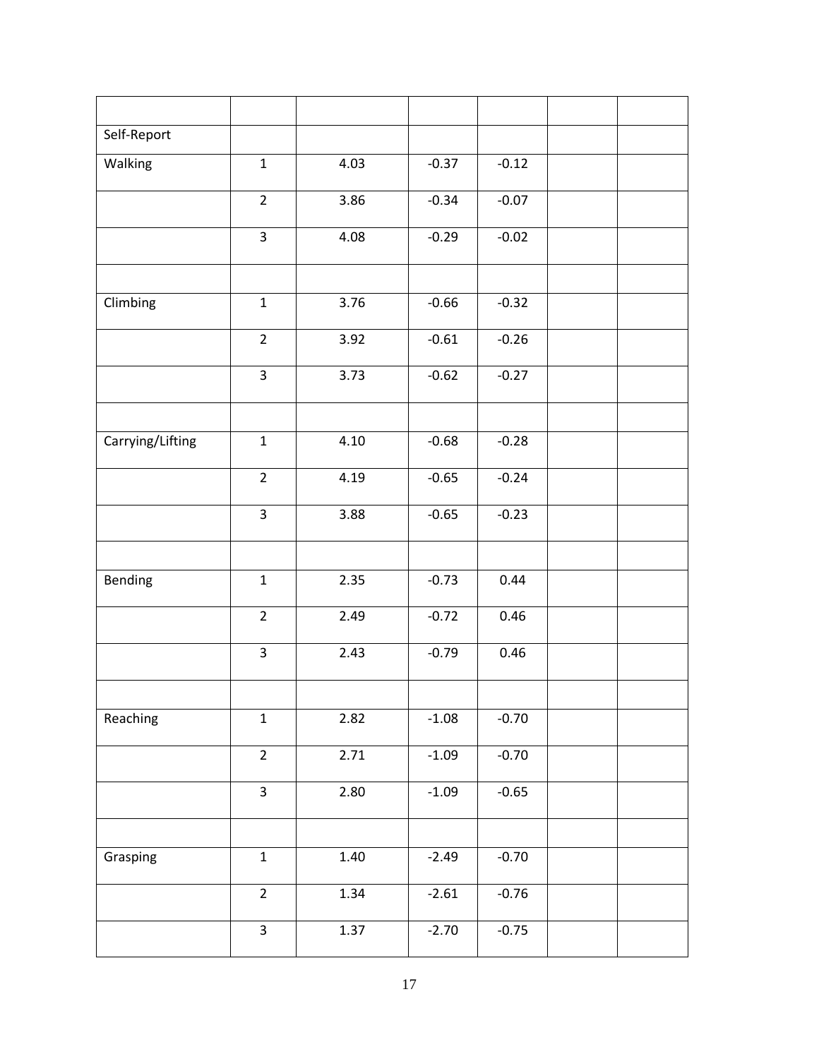| | | | | | | |
|---|---|---|---|---|---|---|
| Self-Report | | | | | | |
| Walking | 1 | 4.03 | -0.37 | -0.12 | | |
| | 2 | 3.86 | -0.34 | -0.07 | | |
| | 3 | 4.08 | -0.29 | -0.02 | | |
| | | | | | | |
| Climbing | 1 | 3.76 | -0.66 | -0.32 | | |
| | 2 | 3.92 | -0.61 | -0.26 | | |
| | 3 | 3.73 | -0.62 | -0.27 | | |
| | | | | | | |
| Carrying/Lifting | 1 | 4.10 | -0.68 | -0.28 | | |
| | 2 | 4.19 | -0.65 | -0.24 | | |
| | 3 | 3.88 | -0.65 | -0.23 | | |
| | | | | | | |
| Bending | 1 | 2.35 | -0.73 | 0.44 | | |
| | 2 | 2.49 | -0.72 | 0.46 | | |
| | 3 | 2.43 | -0.79 | 0.46 | | |
| | | | | | | |
| Reaching | 1 | 2.82 | -1.08 | -0.70 | | |
| | 2 | 2.71 | -1.09 | -0.70 | | |
| | 3 | 2.80 | -1.09 | -0.65 | | |
| | | | | | | |
| Grasping | 1 | 1.40 | -2.49 | -0.70 | | |
| | 2 | 1.34 | -2.61 | -0.76 | | |
| | 3 | 1.37 | -2.70 | -0.75 | | |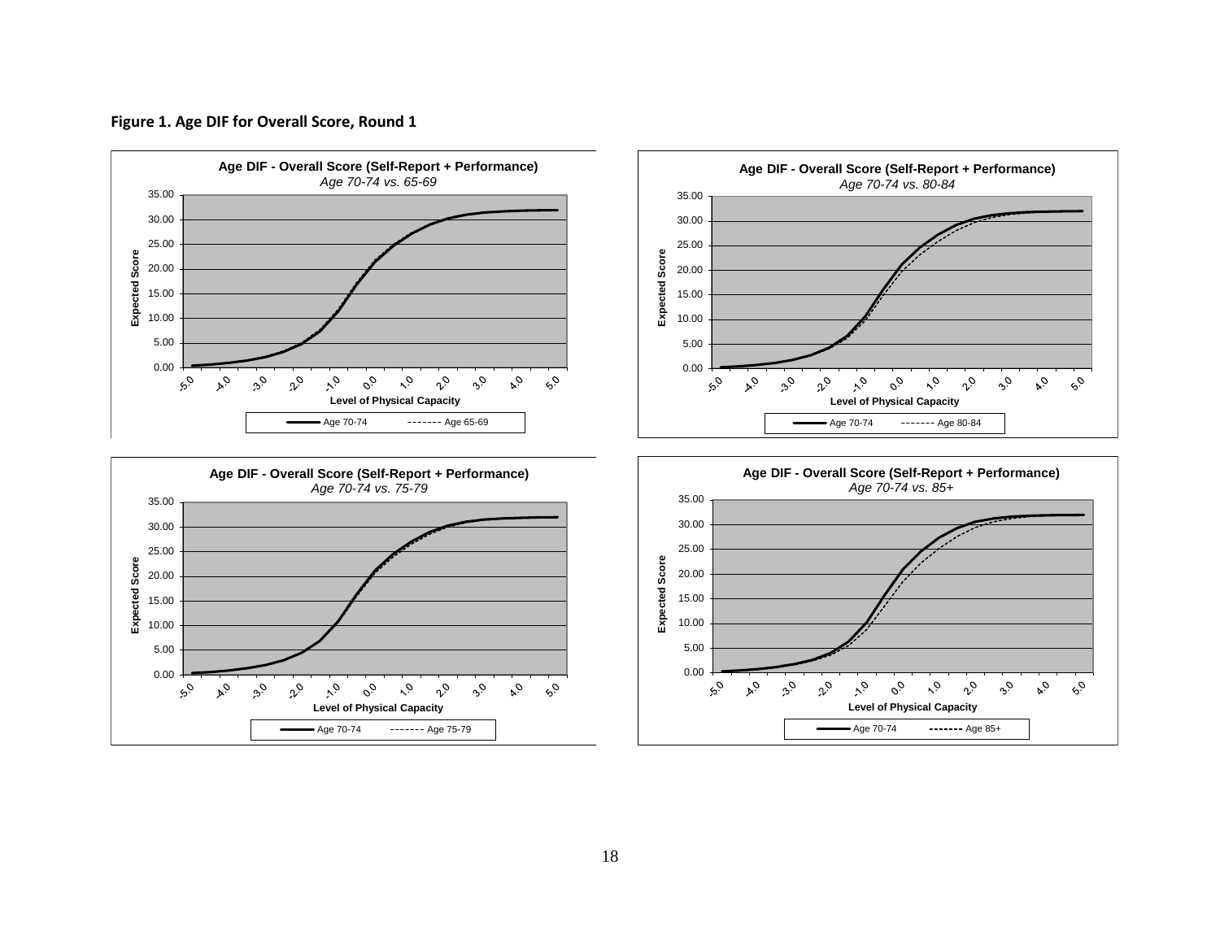**Figure 1. Age DIF for Overall Score, Round 1**

**Age DIF - Overall Score (Self-Report + Performance)**
*Age 70-74 vs. 65-69*

Expected Score

Level of Physical Capacity

Age 70-74 ------- Age 65-69

**Age DIF - Overall Score (Self-Report + Performance)**
*Age 70-74 vs. 80-84*

Expected Score

Level of Physical Capacity

Age 70-74 ------- Age 80-84

**Age DIF - Overall Score (Self-Report + Performance)**
*Age 70-74 vs. 75-79*

Expected Score

Level of Physical Capacity

Age 70-74 ------- Age 75-79

**Age DIF - Overall Score (Self-Report + Performance)**
*Age 70-74 vs. 85+*

Expected Score

Level of Physical Capacity

Age 70-74 ------- Age 85+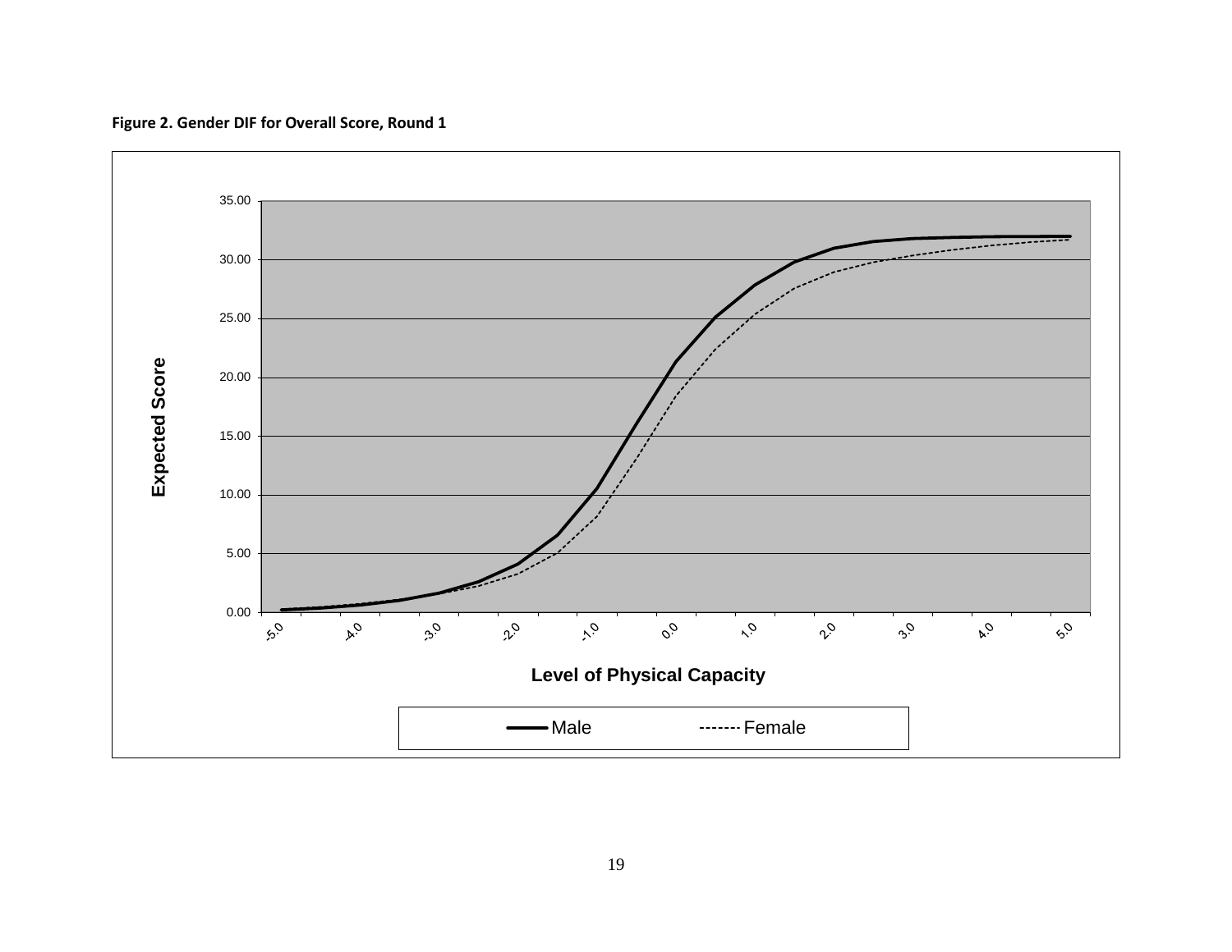**Figure 2. Gender DIF for Overall Score, Round 1**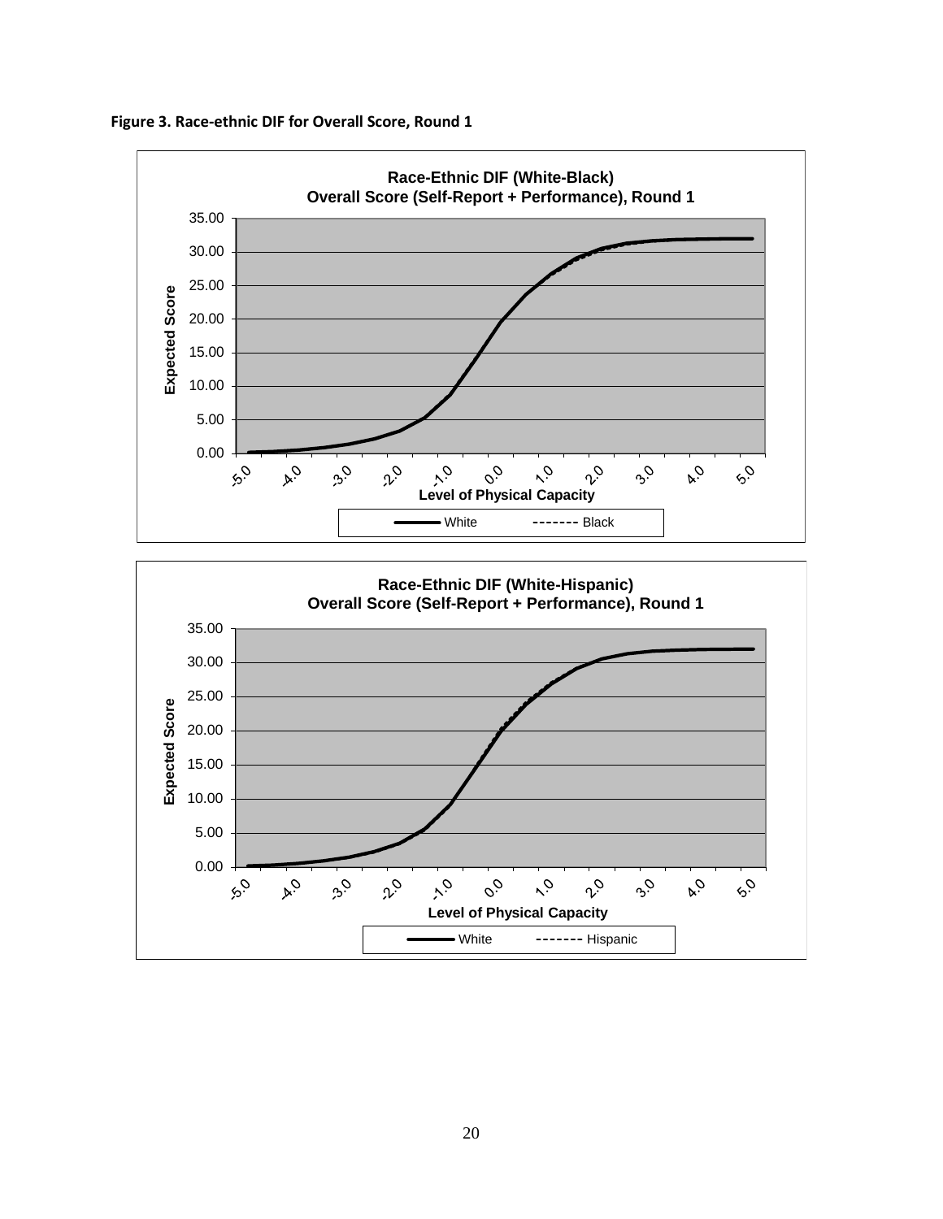**Figure 3. Race-ethnic DIF for Overall Score, Round 1**

**Race-Ethnic DIF (White-Black)**
**Overall Score (Self-Report + Performance), Round 1**

Expected Score: 0.00, 5.00, 10.00, 15.00, 20.00, 25.00, 30.00, 35.00

Level of Physical Capacity: -5.0, -4.0, -3.0, -2.0, -1.0, 0.0, 1.0, 2.0, 3.0, 4.0, 5.0

White ------- Black

**Race-Ethnic DIF (White-Hispanic)**
**Overall Score (Self-Report + Performance), Round 1**

Expected Score: 0.00, 5.00, 10.00, 15.00, 20.00, 25.00, 30.00, 35.00

Level of Physical Capacity: -5.0, -4.0, -3.0, -2.0, -1.0, 0.0, 1.0, 2.0, 3.0, 4.0, 5.0

White ------- Hispanic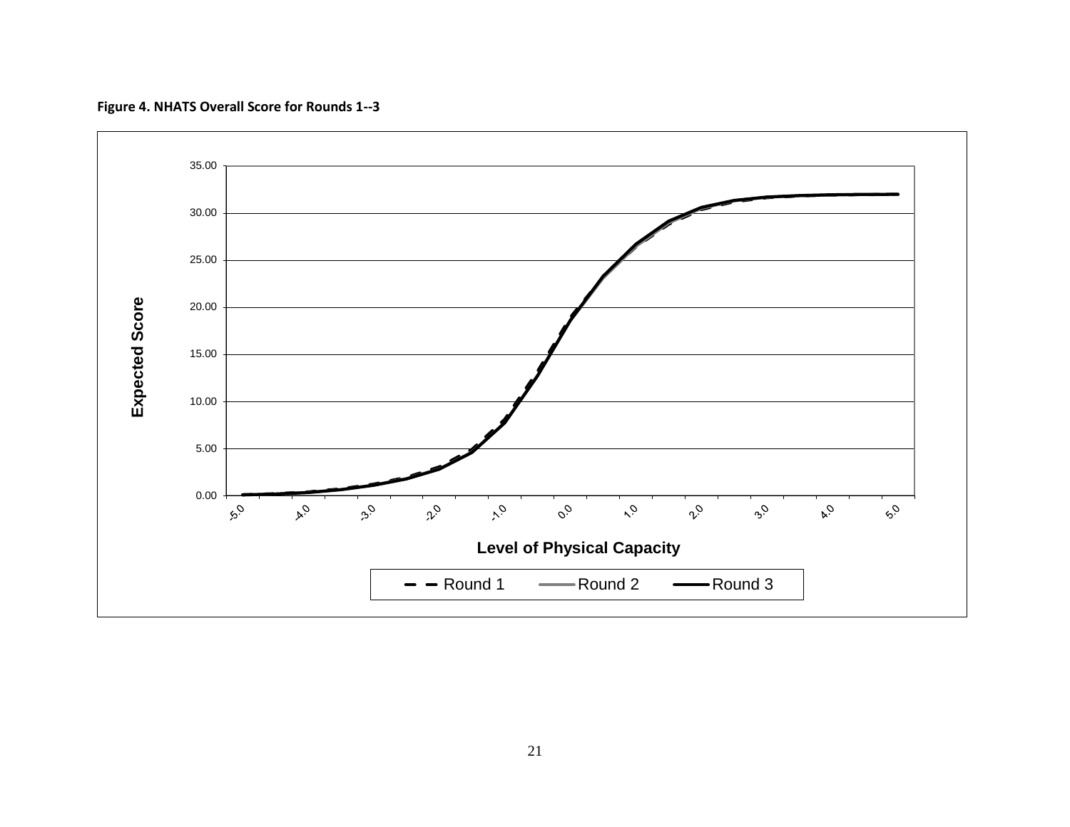**Figure 4. NHATS Overall Score for Rounds 1--3**

Expected Score

35.00
30.00
25.00
20.00
15.00
10.00
5.00
0.00

-5.0
-4.0
-3.0
-2.0
-1.0
0.0
1.0
2.0
3.0
4.0
5.0

Level of Physical Capacity

Round 1
Round 2
Round 3